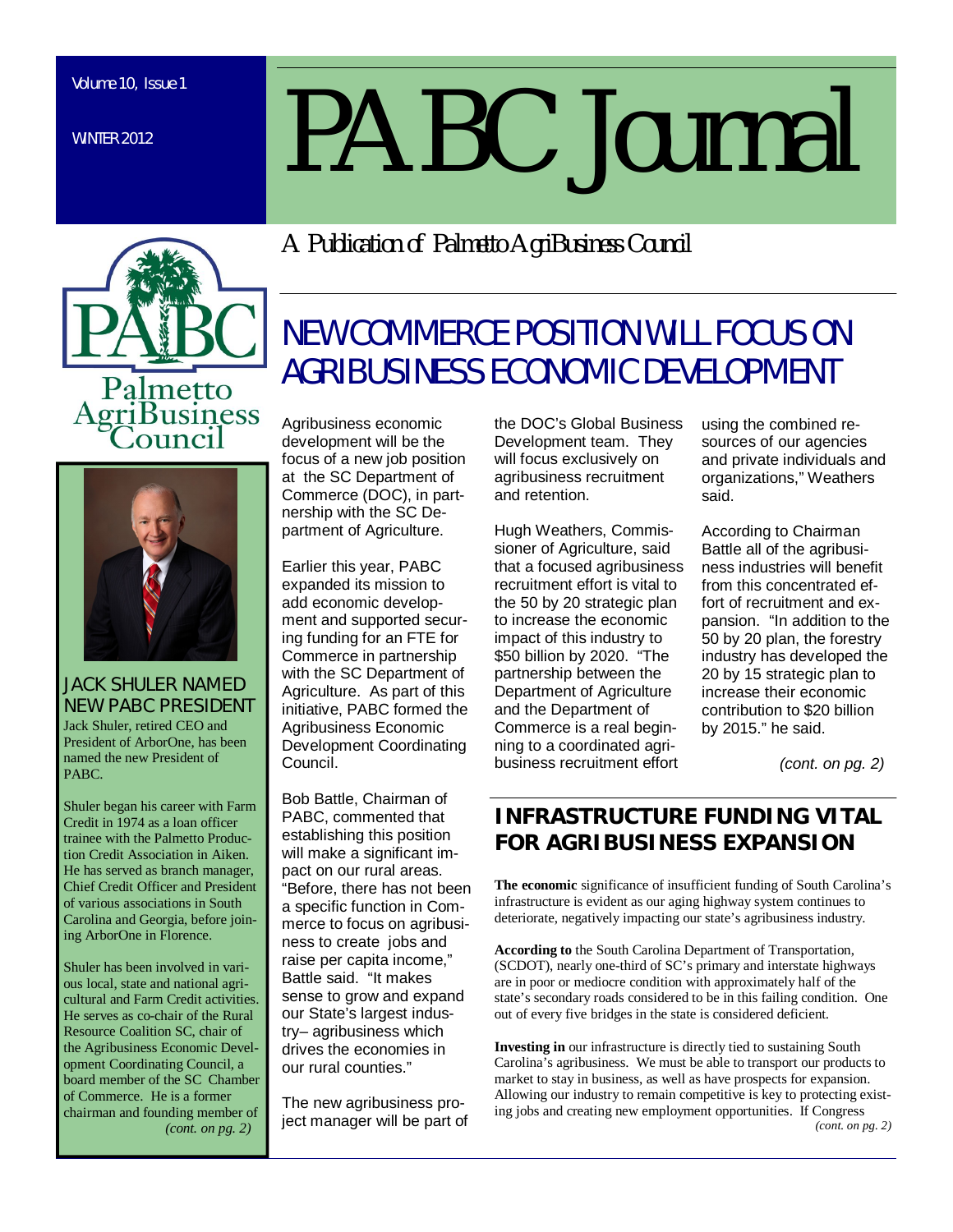# PABC Journal

Volume 10, Issue 1

WINTER 2012

*A Publication of Palmetto AgriBusiness Council*

Palmetto AgriBusiness Council

## NEW COMMERCE POSITION WILL FOCUS ON AGRIBUSINESS ECONOMIC DEVELOPMENT

Agribusiness economic development will be the focus of a new job position at the SC Department of Commerce (DOC), in partnership with the SC Department of Agriculture.

Earlier this year, PABC expanded its mission to add economic development and supported securing funding for an FTE for Commerce in partnership with the SC Department of Agriculture. As part of this initiative, PABC formed the Agribusiness Economic Development Coordinating Council.

Bob Battle, Chairman of PABC, commented that establishing this position will make a significant impact on our rural areas. "Before, there has not been a specific function in Commerce to focus on agribusiness to create jobs and raise per capita income," Battle said. "It makes sense to grow and expand our State's largest industry– agribusiness which drives the economies in our rural counties."

The new agribusiness project manager will be part of the DOC's Global Business Development team. They will focus exclusively on agribusiness recruitment and retention.

Hugh Weathers, Commissioner of Agriculture, said that a focused agribusiness recruitment effort is vital to the 50 by 20 strategic plan to increase the economic impact of this industry to $50 billion by 2020. "The partnership between the Department of Agriculture and the Department of Commerce is a real beginning to a coordinated agribusiness recruitment effort using the combined resources of our agencies and private individuals and organizations," Weathers said.

According to Chairman Battle all of the agribusiness industries will benefit from this concentrated effort of recruitment and expansion. "In addition to the 50 by 20 plan, the forestry industry has developed the 20 by 15 strategic plan to increase their economic contribution to $20 billion by 2015." he said.

*(cont. on pg. 2)*

## JACK SHULER NAMED NEW PABC PRESIDENT

Jack Shuler, retired CEO and President of ArborOne, has been named the new President of PABC.

Shuler began his career with Farm Credit in 1974 as a loan officer trainee with the Palmetto Production Credit Association in Aiken. He has served as branch manager, Chief Credit Officer and President of various associations in South Carolina and Georgia, before joining ArborOne in Florence.

Shuler has been involved in various local, state and national agricultural and Farm Credit activities. He serves as co-chair of the Rural Resource Coalition SC, chair of the Agribusiness Economic Development Coordinating Council, a board member of the SC Chamber of Commerce. He is a former chairman and founding member of

*(cont. on pg. 2)*

## INFRASTRUCTURE FUNDING VITAL FOR AGRIBUSINESS EXPANSION

**The economic** significance of insufficient funding of South Carolina's infrastructure is evident as our aging highway system continues to deteriorate, negatively impacting our state's agribusiness industry.

**According to** the South Carolina Department of Transportation, (SCDOT), nearly one-third of SC's primary and interstate highways are in poor or mediocre condition with approximately half of the state's secondary roads considered to be in this failing condition. One out of every five bridges in the state is considered deficient.

**Investing in** our infrastructure is directly tied to sustaining South Carolina's agribusiness. We must be able to transport our products to market to stay in business, as well as have prospects for expansion. Allowing our industry to remain competitive is key to protecting existing jobs and creating new employment opportunities. If Congress

*(cont. on pg. 2)*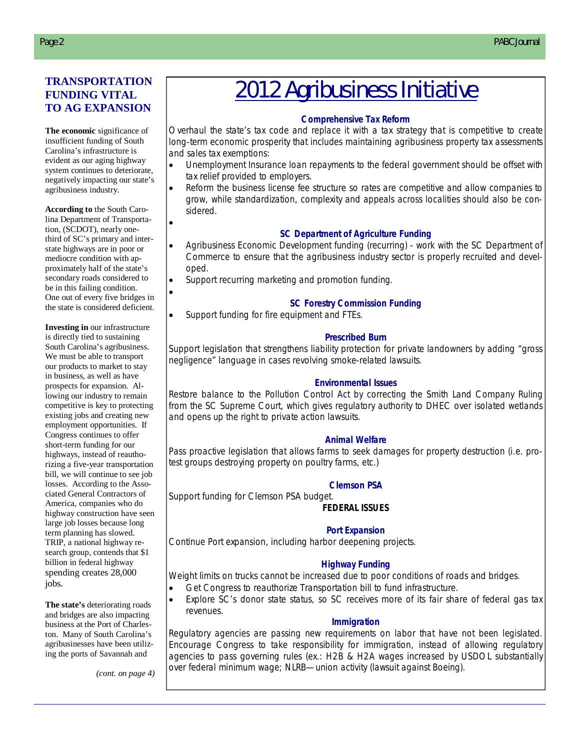## TRANSPORTATION FUNDING VITAL TO AG EXPANSION

**The economic** significance of insufficient funding of South Carolina's infrastructure is evident as our aging highway system continues to deteriorate, negatively impacting our state's agribusiness industry.

**According to** the South Carolina Department of Transportation, (SCDOT), nearly one-third of SC's primary and interstate highways are in poor or mediocre condition with approximately half of the state's secondary roads considered to be in this failing condition. One out of every five bridges in the state is considered deficient.

**Investing in** our infrastructure is directly tied to sustaining South Carolina's agribusiness. We must be able to transport our products to market to stay in business, as well as have prospects for expansion. Allowing our industry to remain competitive is key to protecting existing jobs and creating new employment opportunities. If Congress continues to offer short-term funding for our highways, instead of reauthorizing a five-year transportation bill, we will continue to see job losses. According to the Associated General Contractors of America, companies who do highway construction have seen large job losses because long term planning has slowed. TRIP, a national highway research group, contends that $1 billion in federal highway spending creates 28,000 jobs.

**The state's** deteriorating roads and bridges are also impacting business at the Port of Charleston. Many of South Carolina's agribusinesses have been utilizing the ports of Savannah and

*(cont. on page 4)*

# 2012 Agribusiness Initiative

### Comprehensive Tax Reform

Overhaul the state's tax code and replace it with a tax strategy that is competitive to create long-term economic prosperity that includes maintaining agribusiness property tax assessments and sales tax exemptions:

- Unemployment Insurance loan repayments to the federal government should be offset with tax relief provided to employers.
- Reform the business license fee structure so rates are competitive and allow companies to grow, while standardization, complexity and appeals across localities should also be considered.

### SC Department of Agriculture Funding

- Agribusiness Economic Development funding (recurring) - work with the SC Department of Commerce to ensure that the agribusiness industry sector is properly recruited and developed.
- Support recurring marketing and promotion funding.

### SC Forestry Commission Funding

- Support funding for fire equipment and FTEs.

### Prescribed Burn

Support legislation that strengthens liability protection for private landowners by adding "gross negligence" language in cases revolving smoke-related lawsuits.

### Environmental Issues

Restore balance to the Pollution Control Act by correcting the Smith Land Company Ruling from the SC Supreme Court, which gives regulatory authority to DHEC over isolated wetlands and opens up the right to private action lawsuits.

### Animal Welfare

Pass proactive legislation that allows farms to seek damages for property destruction (i.e. protest groups destroying property on poultry farms, etc.)

### Clemson PSA

Support funding for Clemson PSA budget.

## FEDERAL ISSUES

### Port Expansion

Continue Port expansion, including harbor deepening projects.

### Highway Funding

Weight limits on trucks cannot be increased due to poor conditions of roads and bridges.

- Get Congress to reauthorize Transportation bill to fund infrastructure.
- Explore SC's donor state status, so SC receives more of its fair share of federal gas tax revenues.

### Immigration

Regulatory agencies are passing new requirements on labor that have not been legislated. Encourage Congress to take responsibility for immigration, instead of allowing regulatory agencies to pass governing rules (ex.: H2B & H2A wages increased by USDOL substantially over federal minimum wage; NLRB—union activity (lawsuit against Boeing).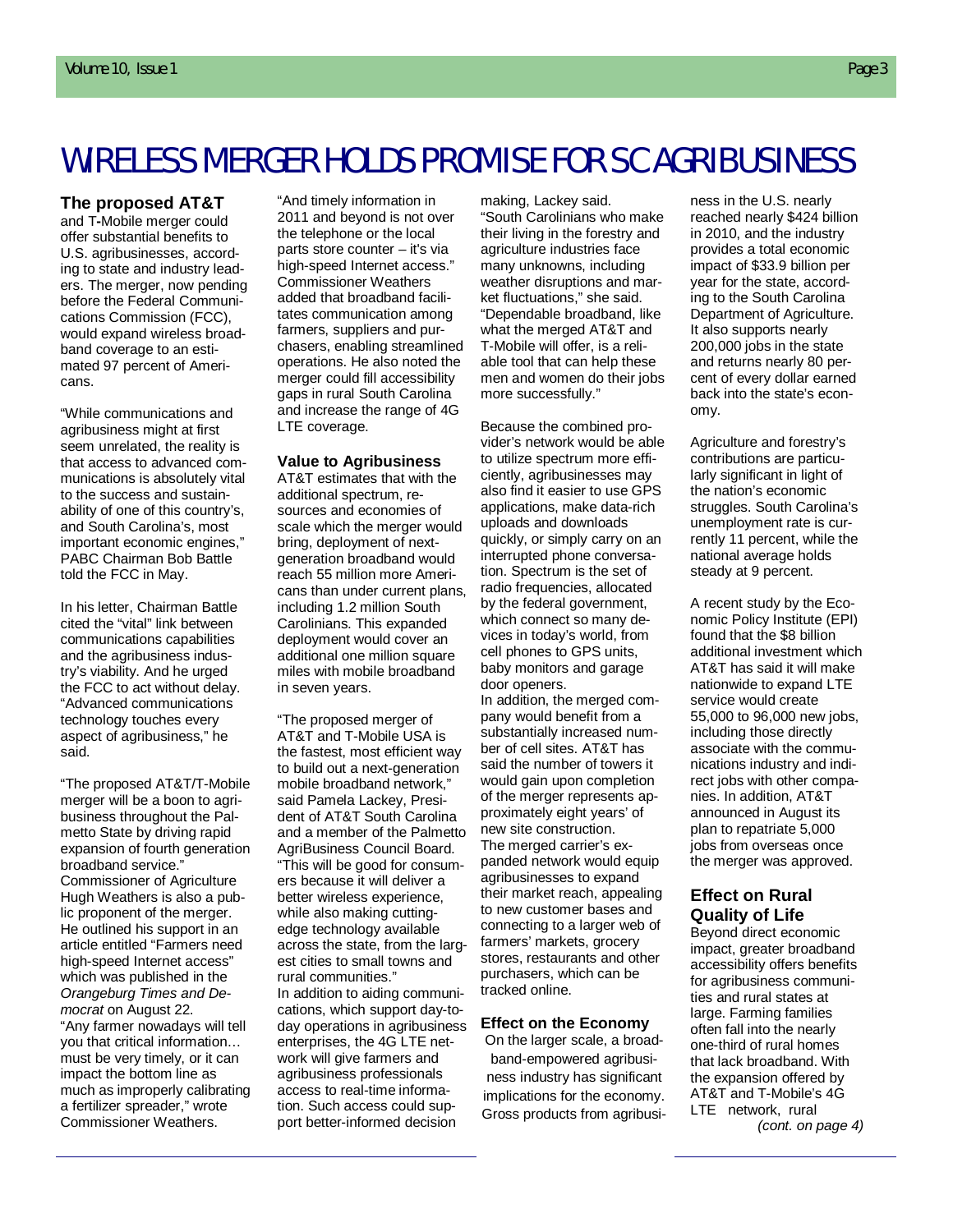# WIRELESS MERGER HOLDS PROMISE FOR SC AGRIBUSINESS

**The proposed AT&T** and T-Mobile merger could offer substantial benefits to U.S. agribusinesses, according to state and industry leaders. The merger, now pending before the Federal Communications Commission (FCC), would expand wireless broadband coverage to an estimated 97 percent of Americans.

"While communications and agribusiness might at first seem unrelated, the reality is that access to advanced communications is absolutely vital to the success and sustainability of one of this country's, and South Carolina's, most important economic engines," PABC Chairman Bob Battle told the FCC in May.

In his letter, Chairman Battle cited the "vital" link between communications capabilities and the agribusiness industry's viability. And he urged the FCC to act without delay. "Advanced communications technology touches every aspect of agribusiness," he said.

"The proposed AT&T/T-Mobile merger will be a boon to agribusiness throughout the Palmetto State by driving rapid expansion of fourth generation broadband service." Commissioner of Agriculture Hugh Weathers is also a public proponent of the merger. He outlined his support in an article entitled "Farmers need high-speed Internet access" which was published in the *Orangeburg Times and Democrat* on August 22. "Any farmer nowadays will tell you that critical information… must be very timely, or it can impact the bottom line as much as improperly calibrating a fertilizer spreader," wrote Commissioner Weathers. "And timely information in 2011 and beyond is not over the telephone or the local parts store counter – it's via high-speed Internet access." Commissioner Weathers added that broadband facilitates communication among farmers, suppliers and purchasers, enabling streamlined operations. He also noted the merger could fill accessibility gaps in rural South Carolina and increase the range of 4G LTE coverage.

## Value to Agribusiness

AT&T estimates that with the additional spectrum, resources and economies of scale which the merger would bring, deployment of next-generation broadband would reach 55 million more Americans than under current plans, including 1.2 million South Carolinians. This expanded deployment would cover an additional one million square miles with mobile broadband in seven years.

"The proposed merger of AT&T and T-Mobile USA is the fastest, most efficient way to build out a next-generation mobile broadband network," said Pamela Lackey, President of AT&T South Carolina and a member of the Palmetto AgriBusiness Council Board. "This will be good for consumers because it will deliver a better wireless experience, while also making cutting-edge technology available across the state, from the largest cities to small towns and rural communities."

In addition to aiding communications, which support day-to-day operations in agribusiness enterprises, the 4G LTE network will give farmers and agribusiness professionals access to real-time information. Such access could support better-informed decision making, Lackey said. "South Carolinians who make their living in the forestry and agriculture industries face many unknowns, including weather disruptions and market fluctuations," she said. "Dependable broadband, like what the merged AT&T and T-Mobile will offer, is a reliable tool that can help these men and women do their jobs more successfully."

Because the combined provider's network would be able to utilize spectrum more efficiently, agribusinesses may also find it easier to use GPS applications, make data-rich uploads and downloads quickly, or simply carry on an interrupted phone conversation. Spectrum is the set of radio frequencies, allocated by the federal government, which connect so many devices in today's world, from cell phones to GPS units, baby monitors and garage door openers.

In addition, the merged company would benefit from a substantially increased number of cell sites. AT&T has said the number of towers it would gain upon completion of the merger represents approximately eight years' of new site construction.

The merged carrier's expanded network would equip agribusinesses to expand their market reach, appealing to new customer bases and connecting to a larger web of farmers' markets, grocery stores, restaurants and other purchasers, which can be tracked online.

## Effect on the Economy

On the larger scale, a broadband-empowered agribusiness industry has significant implications for the economy. Gross products from agribusiness in the U.S. nearly reached nearly $424 billion in 2010, and the industry provides a total economic impact of $33.9 billion per year for the state, according to the South Carolina Department of Agriculture. It also supports nearly 200,000 jobs in the state and returns nearly 80 percent of every dollar earned back into the state's economy.

Agriculture and forestry's contributions are particularly significant in light of the nation's economic struggles. South Carolina's unemployment rate is currently 11 percent, while the national average holds steady at 9 percent.

A recent study by the Economic Policy Institute (EPI) found that the $8 billion additional investment which AT&T has said it will make nationwide to expand LTE service would create 55,000 to 96,000 new jobs, including those directly associate with the communications industry and indirect jobs with other companies. In addition, AT&T announced in August its plan to repatriate 5,000 jobs from overseas once the merger was approved.

## Effect on Rural Quality of Life

Beyond direct economic impact, greater broadband accessibility offers benefits for agribusiness communities and rural states at large. Farming families often fall into the nearly one-third of rural homes that lack broadband. With the expansion offered by AT&T and T-Mobile's 4G LTE network, rural

*(cont. on page 4)*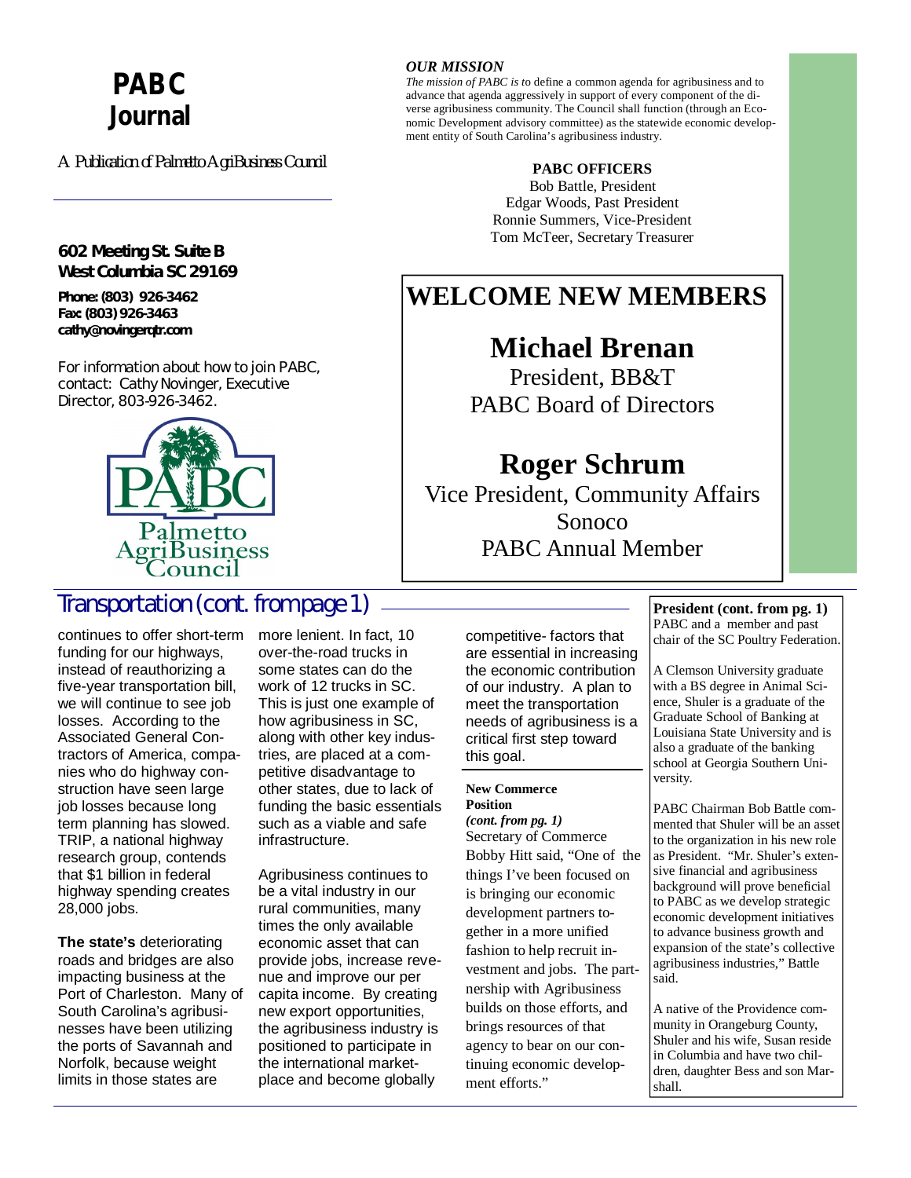# PABC Journal

A Publication of Palmetto AgriBusiness Council

**602 Meeting St. Suite B**
**West Columbia SC 29169**

**Phone: (803) 926-3462**
**Fax: (803) 926-3463**
**cathy@novingerqtr.com**

For information about how to join PABC, contact: Cathy Novinger, Executive Director, 803-926-3462.

***OUR MISSION***

*The mission of PABC is to* define a common agenda for agribusiness and to advance that agenda aggressively in support of every component of the diverse agribusiness community. The Council shall function (through an Economic Development advisory committee) as the statewide economic development entity of South Carolina's agribusiness industry.

**PABC OFFICERS**

Bob Battle, President
Edgar Woods, Past President
Ronnie Summers, Vice-President
Tom McTeer, Secretary Treasurer

## WELCOME NEW MEMBERS

**Michael Brenan**
President, BB&T
PABC Board of Directors

**Roger Schrum**
Vice President, Community Affairs
Sonoco
PABC Annual Member

## Transportation (cont. from page 1)

continues to offer short-term funding for our highways, instead of reauthorizing a five-year transportation bill, we will continue to see job losses. According to the Associated General Contractors of America, companies who do highway construction have seen large job losses because long term planning has slowed. TRIP, a national highway research group, contends that $1 billion in federal highway spending creates 28,000 jobs.

**The state's** deteriorating roads and bridges are also impacting business at the Port of Charleston. Many of South Carolina's agribusinesses have been utilizing the ports of Savannah and Norfolk, because weight limits in those states are more lenient. In fact, 10 over-the-road trucks in some states can do the work of 12 trucks in SC. This is just one example of how agribusiness in SC, along with other key industries, are placed at a competitive disadvantage to other states, due to lack of funding the basic essentials such as a viable and safe infrastructure.

Agribusiness continues to be a vital industry in our rural communities, many times the only available economic asset that can provide jobs, increase revenue and improve our per capita income. By creating new export opportunities, the agribusiness industry is positioned to participate in the international marketplace and become globally competitive- factors that are essential in increasing the economic contribution of our industry. A plan to meet the transportation needs of agribusiness is a critical first step toward this goal.

**New Commerce Position**
***(cont. from pg. 1)***

Secretary of Commerce Bobby Hitt said, "One of the things I've been focused on is bringing our economic development partners together in a more unified fashion to help recruit investment and jobs. The partnership with Agribusiness builds on those efforts, and brings resources of that agency to bear on our continuing economic development efforts."

**President (cont. from pg. 1)**

PABC and a member and past chair of the SC Poultry Federation.

A Clemson University graduate with a BS degree in Animal Science, Shuler is a graduate of the Graduate School of Banking at Louisiana State University and is also a graduate of the banking school at Georgia Southern University.

PABC Chairman Bob Battle commented that Shuler will be an asset to the organization in his new role as President. "Mr. Shuler's extensive financial and agribusiness background will prove beneficial to PABC as we develop strategic economic development initiatives to advance business growth and expansion of the state's collective agribusiness industries," Battle said.

A native of the Providence community in Orangeburg County, Shuler and his wife, Susan reside in Columbia and have two children, daughter Bess and son Marshall.